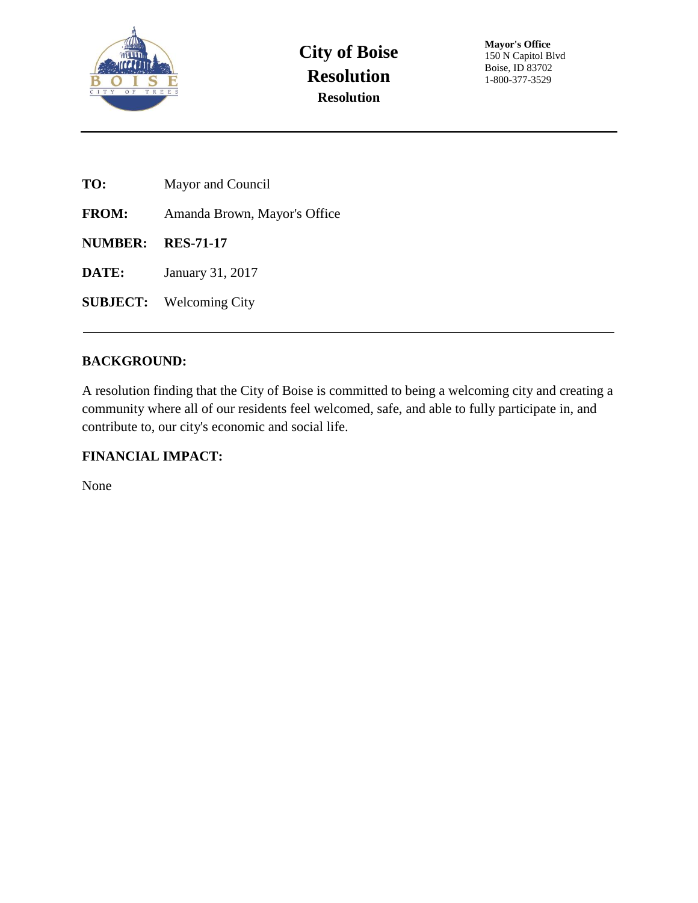# City of Boise Resolution

**Resolution**

**Mayor's Office**
150 N Capitol Blvd
Boise, ID 83702
1-800-377-3529

---

**TO:** Mayor and Council

**FROM:** Amanda Brown, Mayor's Office

**NUMBER:** **RES-71-17**

**DATE:** January 31, 2017

**SUBJECT:** Welcoming City

---

## BACKGROUND:

A resolution finding that the City of Boise is committed to being a welcoming city and creating a community where all of our residents feel welcomed, safe, and able to fully participate in, and contribute to, our city's economic and social life.

## FINANCIAL IMPACT:

None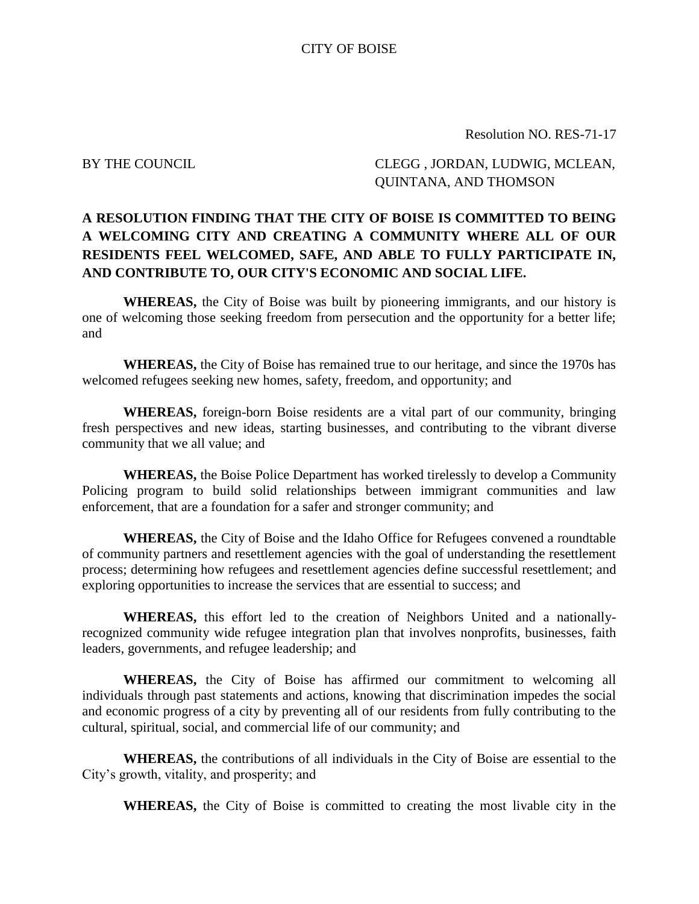CITY OF BOISE

Resolution NO. RES-71-17

BY THE COUNCIL

CLEGG , JORDAN, LUDWIG, MCLEAN, QUINTANA, AND THOMSON

**A RESOLUTION FINDING THAT THE CITY OF BOISE IS COMMITTED TO BEING A WELCOMING CITY AND CREATING A COMMUNITY WHERE ALL OF OUR RESIDENTS FEEL WELCOMED, SAFE, AND ABLE TO FULLY PARTICIPATE IN, AND CONTRIBUTE TO, OUR CITY'S ECONOMIC AND SOCIAL LIFE.**

**WHEREAS,** the City of Boise was built by pioneering immigrants, and our history is one of welcoming those seeking freedom from persecution and the opportunity for a better life; and

**WHEREAS,** the City of Boise has remained true to our heritage, and since the 1970s has welcomed refugees seeking new homes, safety, freedom, and opportunity; and

**WHEREAS,** foreign-born Boise residents are a vital part of our community, bringing fresh perspectives and new ideas, starting businesses, and contributing to the vibrant diverse community that we all value; and

**WHEREAS,** the Boise Police Department has worked tirelessly to develop a Community Policing program to build solid relationships between immigrant communities and law enforcement, that are a foundation for a safer and stronger community; and

**WHEREAS,** the City of Boise and the Idaho Office for Refugees convened a roundtable of community partners and resettlement agencies with the goal of understanding the resettlement process; determining how refugees and resettlement agencies define successful resettlement; and exploring opportunities to increase the services that are essential to success; and

**WHEREAS,** this effort led to the creation of Neighbors United and a nationally-recognized community wide refugee integration plan that involves nonprofits, businesses, faith leaders, governments, and refugee leadership; and

**WHEREAS,** the City of Boise has affirmed our commitment to welcoming all individuals through past statements and actions, knowing that discrimination impedes the social and economic progress of a city by preventing all of our residents from fully contributing to the cultural, spiritual, social, and commercial life of our community; and

**WHEREAS,** the contributions of all individuals in the City of Boise are essential to the City's growth, vitality, and prosperity; and

**WHEREAS,** the City of Boise is committed to creating the most livable city in the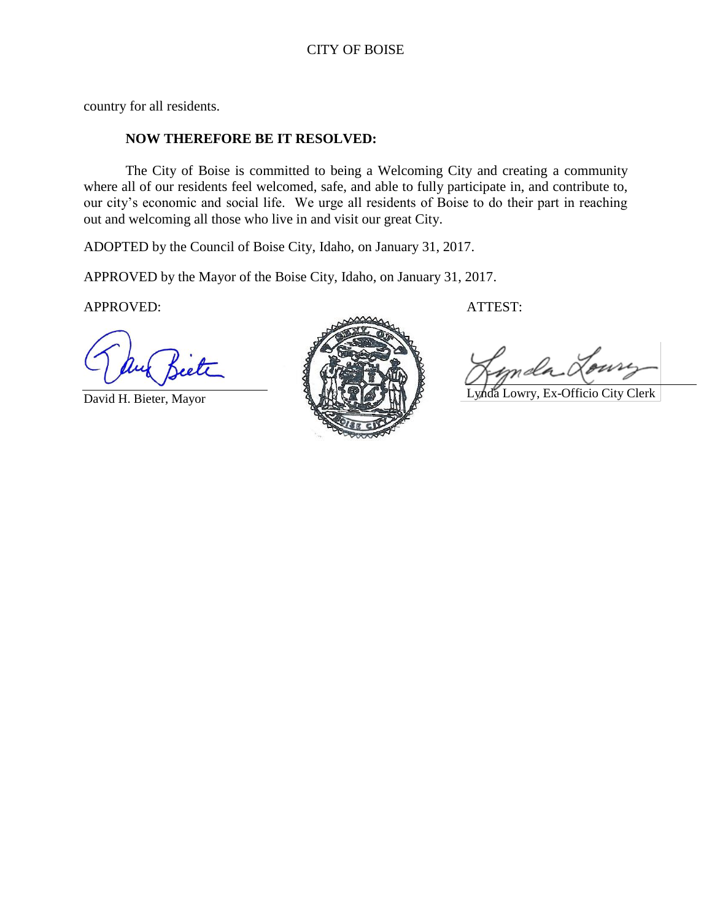country for all residents.

**NOW THEREFORE BE IT RESOLVED:**

The City of Boise is committed to being a Welcoming City and creating a community where all of our residents feel welcomed, safe, and able to fully participate in, and contribute to, our city's economic and social life. We urge all residents of Boise to do their part in reaching out and welcoming all those who live in and visit our great City.

ADOPTED by the Council of Boise City, Idaho, on January 31, 2017.

APPROVED by the Mayor of the Boise City, Idaho, on January 31, 2017.

APPROVED:

David H. Bieter, Mayor

ATTEST:

Lynda Lowry, Ex-Officio City Clerk